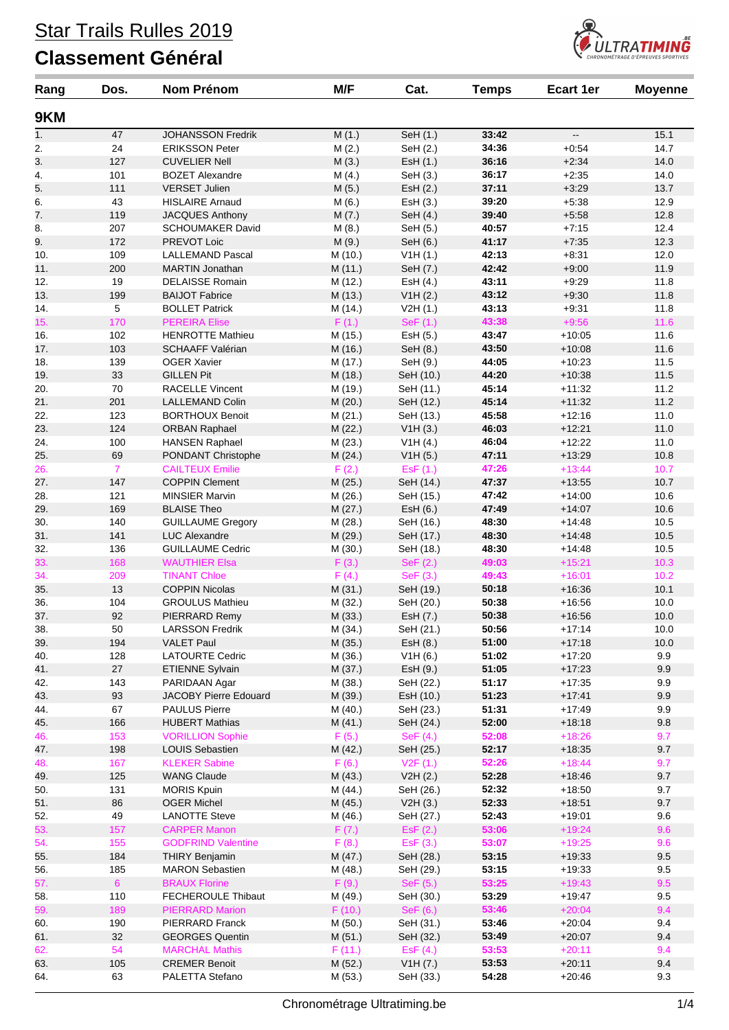# Star Trails Rulles 2019

## Classement Général

### 9KM

| Rang | Dos. | Nom Prénom | M/F | Cat. | Temps | Ecart 1er | Moyenne |
|---|---|---|---|---|---|---|---|
| 1. | 47 | JOHANSSON Fredrik | M (1.) | SeH (1.) | **33:42** | -- | 15.1 |
| 2. | 24 | ERIKSSON Peter | M (2.) | SeH (2.) | **34:36** | +0:54 | 14.7 |
| 3. | 127 | CUVELIER Nell | M (3.) | EsH (1.) | **36:16** | +2:34 | 14.0 |
| 4. | 101 | BOZET Alexandre | M (4.) | SeH (3.) | **36:17** | +2:35 | 14.0 |
| 5. | 111 | VERSET Julien | M (5.) | EsH (2.) | **37:11** | +3:29 | 13.7 |
| 6. | 43 | HISLAIRE Arnaud | M (6.) | EsH (3.) | **39:20** | +5:38 | 12.9 |
| 7. | 119 | JACQUES Anthony | M (7.) | SeH (4.) | **39:40** | +5:58 | 12.8 |
| 8. | 207 | SCHOUMAKER David | M (8.) | SeH (5.) | **40:57** | +7:15 | 12.4 |
| 9. | 172 | PREVOT Loic | M (9.) | SeH (6.) | **41:17** | +7:35 | 12.3 |
| 10. | 109 | LALLEMAND Pascal | M (10.) | V1H (1.) | **42:13** | +8:31 | 12.0 |
| 11. | 200 | MARTIN Jonathan | M (11.) | SeH (7.) | **42:42** | +9:00 | 11.9 |
| 12. | 19 | DELAISSE Romain | M (12.) | EsH (4.) | **43:11** | +9:29 | 11.8 |
| 13. | 199 | BAIJOT Fabrice | M (13.) | V1H (2.) | **43:12** | +9:30 | 11.8 |
| 14. | 5 | BOLLET Patrick | M (14.) | V2H (1.) | **43:13** | +9:31 | 11.8 |
| 15. | 170 | PEREIRA Elise | F (1.) | SeF (1.) | **43:38** | +9:56 | 11.6 |
| 16. | 102 | HENROTTE Mathieu | M (15.) | EsH (5.) | **43:47** | +10:05 | 11.6 |
| 17. | 103 | SCHAAFF Valérian | M (16.) | SeH (8.) | **43:50** | +10:08 | 11.6 |
| 18. | 139 | OGER Xavier | M (17.) | SeH (9.) | **44:05** | +10:23 | 11.5 |
| 19. | 33 | GILLEN Pit | M (18.) | SeH (10.) | **44:20** | +10:38 | 11.5 |
| 20. | 70 | RACELLE Vincent | M (19.) | SeH (11.) | **45:14** | +11:32 | 11.2 |
| 21. | 201 | LALLEMAND Colin | M (20.) | SeH (12.) | **45:14** | +11:32 | 11.2 |
| 22. | 123 | BORTHOUX Benoit | M (21.) | SeH (13.) | **45:58** | +12:16 | 11.0 |
| 23. | 124 | ORBAN Raphael | M (22.) | V1H (3.) | **46:03** | +12:21 | 11.0 |
| 24. | 100 | HANSEN Raphael | M (23.) | V1H (4.) | **46:04** | +12:22 | 11.0 |
| 25. | 69 | PONDANT Christophe | M (24.) | V1H (5.) | **47:11** | +13:29 | 10.8 |
| 26. | 7 | CAILTEUX Emilie | F (2.) | EsF (1.) | **47:26** | +13:44 | 10.7 |
| 27. | 147 | COPPIN Clement | M (25.) | SeH (14.) | **47:37** | +13:55 | 10.7 |
| 28. | 121 | MINSIER Marvin | M (26.) | SeH (15.) | **47:42** | +14:00 | 10.6 |
| 29. | 169 | BLAISE Theo | M (27.) | EsH (6.) | **47:49** | +14:07 | 10.6 |
| 30. | 140 | GUILLAUME Gregory | M (28.) | SeH (16.) | **48:30** | +14:48 | 10.5 |
| 31. | 141 | LUC Alexandre | M (29.) | SeH (17.) | **48:30** | +14:48 | 10.5 |
| 32. | 136 | GUILLAUME Cedric | M (30.) | SeH (18.) | **48:30** | +14:48 | 10.5 |
| 33. | 168 | WAUTHIER Elsa | F (3.) | SeF (2.) | **49:03** | +15:21 | 10.3 |
| 34. | 209 | TINANT Chloe | F (4.) | SeF (3.) | **49:43** | +16:01 | 10.2 |
| 35. | 13 | COPPIN Nicolas | M (31.) | SeH (19.) | **50:18** | +16:36 | 10.1 |
| 36. | 104 | GROULUS Mathieu | M (32.) | SeH (20.) | **50:38** | +16:56 | 10.0 |
| 37. | 92 | PIERRARD Remy | M (33.) | EsH (7.) | **50:38** | +16:56 | 10.0 |
| 38. | 50 | LARSSON Fredrik | M (34.) | SeH (21.) | **50:56** | +17:14 | 10.0 |
| 39. | 194 | VALET Paul | M (35.) | EsH (8.) | **51:00** | +17:18 | 10.0 |
| 40. | 128 | LATOURTE Cedric | M (36.) | V1H (6.) | **51:02** | +17:20 | 9.9 |
| 41. | 27 | ETIENNE Sylvain | M (37.) | EsH (9.) | **51:05** | +17:23 | 9.9 |
| 42. | 143 | PARIDAAN Agar | M (38.) | SeH (22.) | **51:17** | +17:35 | 9.9 |
| 43. | 93 | JACOBY Pierre Edouard | M (39.) | EsH (10.) | **51:23** | +17:41 | 9.9 |
| 44. | 67 | PAULUS Pierre | M (40.) | SeH (23.) | **51:31** | +17:49 | 9.9 |
| 45. | 166 | HUBERT Mathias | M (41.) | SeH (24.) | **52:00** | +18:18 | 9.8 |
| 46. | 153 | VORILLION Sophie | F (5.) | SeF (4.) | **52:08** | +18:26 | 9.7 |
| 47. | 198 | LOUIS Sebastien | M (42.) | SeH (25.) | **52:17** | +18:35 | 9.7 |
| 48. | 167 | KLEKER Sabine | F (6.) | V2F (1.) | **52:26** | +18:44 | 9.7 |
| 49. | 125 | WANG Claude | M (43.) | V2H (2.) | **52:28** | +18:46 | 9.7 |
| 50. | 131 | MORIS Kpuin | M (44.) | SeH (26.) | **52:32** | +18:50 | 9.7 |
| 51. | 86 | OGER Michel | M (45.) | V2H (3.) | **52:33** | +18:51 | 9.7 |
| 52. | 49 | LANOTTE Steve | M (46.) | SeH (27.) | **52:43** | +19:01 | 9.6 |
| 53. | 157 | CARPER Manon | F (7.) | EsF (2.) | **53:06** | +19:24 | 9.6 |
| 54. | 155 | GODFRIND Valentine | F (8.) | EsF (3.) | **53:07** | +19:25 | 9.6 |
| 55. | 184 | THIRY Benjamin | M (47.) | SeH (28.) | **53:15** | +19:33 | 9.5 |
| 56. | 185 | MARON Sebastien | M (48.) | SeH (29.) | **53:15** | +19:33 | 9.5 |
| 57. | 6 | BRAUX Florine | F (9.) | SeF (5.) | **53:25** | +19:43 | 9.5 |
| 58. | 110 | FECHEROULE Thibaut | M (49.) | SeH (30.) | **53:29** | +19:47 | 9.5 |
| 59. | 189 | PIERRARD Marion | F (10.) | SeF (6.) | **53:46** | +20:04 | 9.4 |
| 60. | 190 | PIERRARD Franck | M (50.) | SeH (31.) | **53:46** | +20:04 | 9.4 |
| 61. | 32 | GEORGES Quentin | M (51.) | SeH (32.) | **53:49** | +20:07 | 9.4 |
| 62. | 54 | MARCHAL Mathis | F (11.) | EsF (4.) | **53:53** | +20:11 | 9.4 |
| 63. | 105 | CREMER Benoit | M (52.) | V1H (7.) | **53:53** | +20:11 | 9.4 |
| 64. | 63 | PALETTA Stefano | M (53.) | SeH (33.) | **54:28** | +20:46 | 9.3 |

Chronométrage Ultratiming.be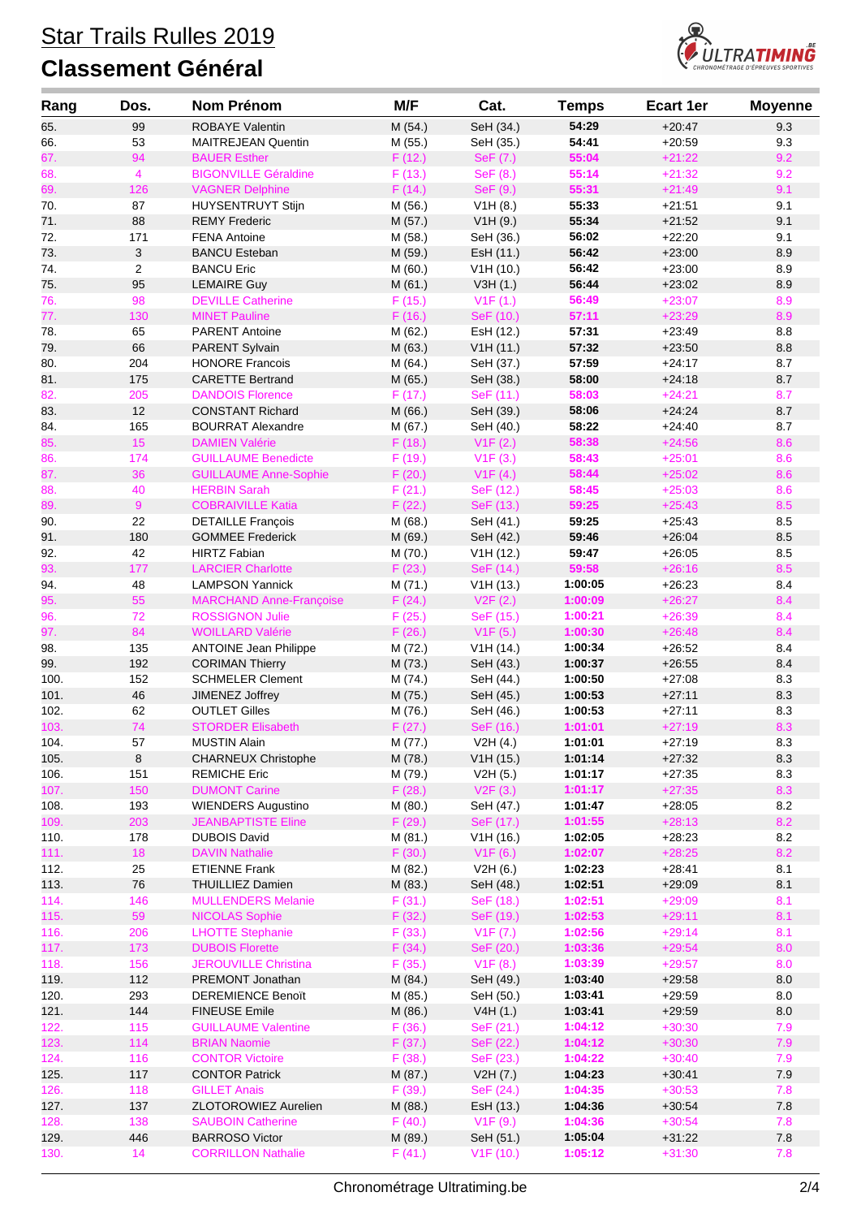# Star Trails Rulles 2019

## Classement Général

| Rang | Dos. | Nom Prénom | M/F | Cat. | Temps | Ecart 1er | Moyenne |
|---|---|---|---|---|---|---|---|
| 65. | 99 | ROBAYE Valentin | M (54.) | SeH (34.) | 54:29 | +20:47 | 9.3 |
| 66. | 53 | MAITREJEAN Quentin | M (55.) | SeH (35.) | 54:41 | +20:59 | 9.3 |
| 67. | 94 | BAUER Esther | F (12.) | SeF (7.) | 55:04 | +21:22 | 9.2 |
| 68. | 4 | BIGONVILLE Géraldine | F (13.) | SeF (8.) | 55:14 | +21:32 | 9.2 |
| 69. | 126 | VAGNER Delphine | F (14.) | SeF (9.) | 55:31 | +21:49 | 9.1 |
| 70. | 87 | HUYSENTRUYT Stijn | M (56.) | V1H (8.) | 55:33 | +21:51 | 9.1 |
| 71. | 88 | REMY Frederic | M (57.) | V1H (9.) | 55:34 | +21:52 | 9.1 |
| 72. | 171 | FENA Antoine | M (58.) | SeH (36.) | 56:02 | +22:20 | 9.1 |
| 73. | 3 | BANCU Esteban | M (59.) | EsH (11.) | 56:42 | +23:00 | 8.9 |
| 74. | 2 | BANCU Eric | M (60.) | V1H (10.) | 56:42 | +23:00 | 8.9 |
| 75. | 95 | LEMAIRE Guy | M (61.) | V3H (1.) | 56:44 | +23:02 | 8.9 |
| 76. | 98 | DEVILLE Catherine | F (15.) | V1F (1.) | 56:49 | +23:07 | 8.9 |
| 77. | 130 | MINET Pauline | F (16.) | SeF (10.) | 57:11 | +23:29 | 8.9 |
| 78. | 65 | PARENT Antoine | M (62.) | EsH (12.) | 57:31 | +23:49 | 8.8 |
| 79. | 66 | PARENT Sylvain | M (63.) | V1H (11.) | 57:32 | +23:50 | 8.8 |
| 80. | 204 | HONORE Francois | M (64.) | SeH (37.) | 57:59 | +24:17 | 8.7 |
| 81. | 175 | CARETTE Bertrand | M (65.) | SeH (38.) | 58:00 | +24:18 | 8.7 |
| 82. | 205 | DANDOIS Florence | F (17.) | SeF (11.) | 58:03 | +24:21 | 8.7 |
| 83. | 12 | CONSTANT Richard | M (66.) | SeH (39.) | 58:06 | +24:24 | 8.7 |
| 84. | 165 | BOURRAT Alexandre | M (67.) | SeH (40.) | 58:22 | +24:40 | 8.7 |
| 85. | 15 | DAMIEN Valérie | F (18.) | V1F (2.) | 58:38 | +24:56 | 8.6 |
| 86. | 174 | GUILLAUME Benedicte | F (19.) | V1F (3.) | 58:43 | +25:01 | 8.6 |
| 87. | 36 | GUILLAUME Anne-Sophie | F (20.) | V1F (4.) | 58:44 | +25:02 | 8.6 |
| 88. | 40 | HERBIN Sarah | F (21.) | SeF (12.) | 58:45 | +25:03 | 8.6 |
| 89. | 9 | COBRAIVILLE Katia | F (22.) | SeF (13.) | 59:25 | +25:43 | 8.5 |
| 90. | 22 | DETAILLE François | M (68.) | SeH (41.) | 59:25 | +25:43 | 8.5 |
| 91. | 180 | GOMMEE Frederick | M (69.) | SeH (42.) | 59:46 | +26:04 | 8.5 |
| 92. | 42 | HIRTZ Fabian | M (70.) | V1H (12.) | 59:47 | +26:05 | 8.5 |
| 93. | 177 | LARCIER Charlotte | F (23.) | SeF (14.) | 59:58 | +26:16 | 8.5 |
| 94. | 48 | LAMPSON Yannick | M (71.) | V1H (13.) | 1:00:05 | +26:23 | 8.4 |
| 95. | 55 | MARCHAND Anne-Françoise | F (24.) | V2F (2.) | 1:00:09 | +26:27 | 8.4 |
| 96. | 72 | ROSSIGNON Julie | F (25.) | SeF (15.) | 1:00:21 | +26:39 | 8.4 |
| 97. | 84 | WOILLARD Valérie | F (26.) | V1F (5.) | 1:00:30 | +26:48 | 8.4 |
| 98. | 135 | ANTOINE Jean Philippe | M (72.) | V1H (14.) | 1:00:34 | +26:52 | 8.4 |
| 99. | 192 | CORIMAN Thierry | M (73.) | SeH (43.) | 1:00:37 | +26:55 | 8.4 |
| 100. | 152 | SCHMELER Clement | M (74.) | SeH (44.) | 1:00:50 | +27:08 | 8.3 |
| 101. | 46 | JIMENEZ Joffrey | M (75.) | SeH (45.) | 1:00:53 | +27:11 | 8.3 |
| 102. | 62 | OUTLET Gilles | M (76.) | SeH (46.) | 1:00:53 | +27:11 | 8.3 |
| 103. | 74 | STORDER Elisabeth | F (27.) | SeF (16.) | 1:01:01 | +27:19 | 8.3 |
| 104. | 57 | MUSTIN Alain | M (77.) | V2H (4.) | 1:01:01 | +27:19 | 8.3 |
| 105. | 8 | CHARNEUX Christophe | M (78.) | V1H (15.) | 1:01:14 | +27:32 | 8.3 |
| 106. | 151 | REMICHE Eric | M (79.) | V2H (5.) | 1:01:17 | +27:35 | 8.3 |
| 107. | 150 | DUMONT Carine | F (28.) | V2F (3.) | 1:01:17 | +27:35 | 8.3 |
| 108. | 193 | WIENDERS Augustino | M (80.) | SeH (47.) | 1:01:47 | +28:05 | 8.2 |
| 109. | 203 | JEANBAPTISTE Eline | F (29.) | SeF (17.) | 1:01:55 | +28:13 | 8.2 |
| 110. | 178 | DUBOIS David | M (81.) | V1H (16.) | 1:02:05 | +28:23 | 8.2 |
| 111. | 18 | DAVIN Nathalie | F (30.) | V1F (6.) | 1:02:07 | +28:25 | 8.2 |
| 112. | 25 | ETIENNE Frank | M (82.) | V2H (6.) | 1:02:23 | +28:41 | 8.1 |
| 113. | 76 | THUILLIEZ Damien | M (83.) | SeH (48.) | 1:02:51 | +29:09 | 8.1 |
| 114. | 146 | MULLENDERS Melanie | F (31.) | SeF (18.) | 1:02:51 | +29:09 | 8.1 |
| 115. | 59 | NICOLAS Sophie | F (32.) | SeF (19.) | 1:02:53 | +29:11 | 8.1 |
| 116. | 206 | LHOTTE Stephanie | F (33.) | V1F (7.) | 1:02:56 | +29:14 | 8.1 |
| 117. | 173 | DUBOIS Florette | F (34.) | SeF (20.) | 1:03:36 | +29:54 | 8.0 |
| 118. | 156 | JEROUVILLE Christina | F (35.) | V1F (8.) | 1:03:39 | +29:57 | 8.0 |
| 119. | 112 | PREMONT Jonathan | M (84.) | SeH (49.) | 1:03:40 | +29:58 | 8.0 |
| 120. | 293 | DEREMIENCE Benoît | M (85.) | SeH (50.) | 1:03:41 | +29:59 | 8.0 |
| 121. | 144 | FINEUSE Emile | M (86.) | V4H (1.) | 1:03:41 | +29:59 | 8.0 |
| 122. | 115 | GUILLAUME Valentine | F (36.) | SeF (21.) | 1:04:12 | +30:30 | 7.9 |
| 123. | 114 | BRIAN Naomie | F (37.) | SeF (22.) | 1:04:12 | +30:30 | 7.9 |
| 124. | 116 | CONTOR Victoire | F (38.) | SeF (23.) | 1:04:22 | +30:40 | 7.9 |
| 125. | 117 | CONTOR Patrick | M (87.) | V2H (7.) | 1:04:23 | +30:41 | 7.9 |
| 126. | 118 | GILLET Anais | F (39.) | SeF (24.) | 1:04:35 | +30:53 | 7.8 |
| 127. | 137 | ZLOTOROWIEZ Aurelien | M (88.) | EsH (13.) | 1:04:36 | +30:54 | 7.8 |
| 128. | 138 | SAUBOIN Catherine | F (40.) | V1F (9.) | 1:04:36 | +30:54 | 7.8 |
| 129. | 446 | BARROSO Victor | M (89.) | SeH (51.) | 1:05:04 | +31:22 | 7.8 |
| 130. | 14 | CORRILLON Nathalie | F (41.) | V1F (10.) | 1:05:12 | +31:30 | 7.8 |

Chronométrage Ultratiming.be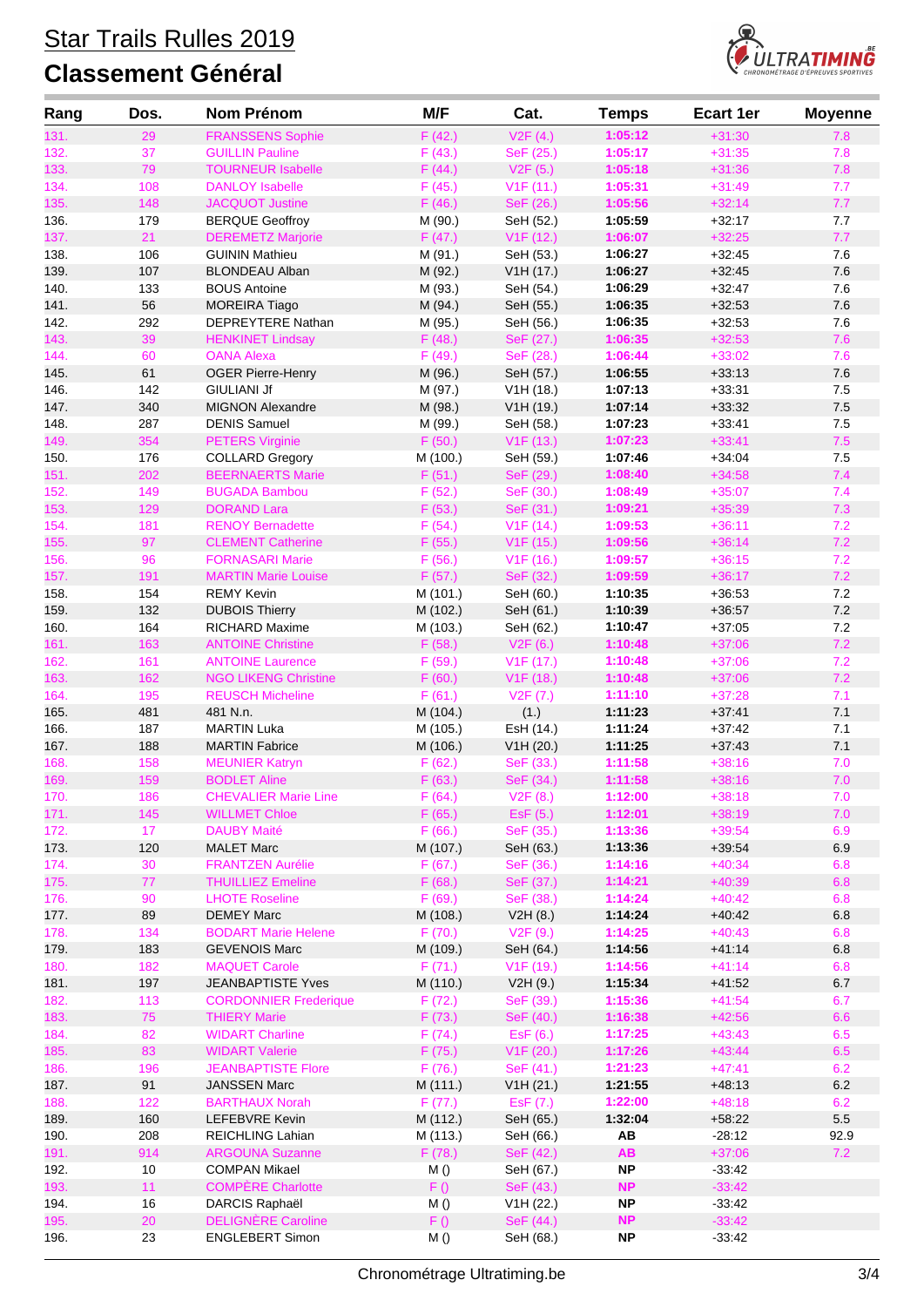# Star Trails Rulles 2019

## Classement Général

| Rang | Dos. | Nom Prénom | M/F | Cat. | Temps | Ecart 1er | Moyenne |
|---|---|---|---|---|---|---|---|
| 131. | 29 | FRANSSENS Sophie | F (42.) | V2F (4.) | 1:05:12 | +31:30 | 7.8 |
| 132. | 37 | GUILLIN Pauline | F (43.) | SeF (25.) | 1:05:17 | +31:35 | 7.8 |
| 133. | 79 | TOURNEUR Isabelle | F (44.) | V2F (5.) | 1:05:18 | +31:36 | 7.8 |
| 134. | 108 | DANLOY Isabelle | F (45.) | V1F (11.) | 1:05:31 | +31:49 | 7.7 |
| 135. | 148 | JACQUOT Justine | F (46.) | SeF (26.) | 1:05:56 | +32:14 | 7.7 |
| 136. | 179 | BERQUE Geoffroy | M (90.) | SeH (52.) | 1:05:59 | +32:17 | 7.7 |
| 137. | 21 | DEREMETZ Marjorie | F (47.) | V1F (12.) | 1:06:07 | +32:25 | 7.7 |
| 138. | 106 | GUININ Mathieu | M (91.) | SeH (53.) | 1:06:27 | +32:45 | 7.6 |
| 139. | 107 | BLONDEAU Alban | M (92.) | V1H (17.) | 1:06:27 | +32:45 | 7.6 |
| 140. | 133 | BOUS Antoine | M (93.) | SeH (54.) | 1:06:29 | +32:47 | 7.6 |
| 141. | 56 | MOREIRA Tiago | M (94.) | SeH (55.) | 1:06:35 | +32:53 | 7.6 |
| 142. | 292 | DEPREYTERE Nathan | M (95.) | SeH (56.) | 1:06:35 | +32:53 | 7.6 |
| 143. | 39 | HENKINET Lindsay | F (48.) | SeF (27.) | 1:06:35 | +32:53 | 7.6 |
| 144. | 60 | OANA Alexa | F (49.) | SeF (28.) | 1:06:44 | +33:02 | 7.6 |
| 145. | 61 | OGER Pierre-Henry | M (96.) | SeH (57.) | 1:06:55 | +33:13 | 7.6 |
| 146. | 142 | GIULIANI Jf | M (97.) | V1H (18.) | 1:07:13 | +33:31 | 7.5 |
| 147. | 340 | MIGNON Alexandre | M (98.) | V1H (19.) | 1:07:14 | +33:32 | 7.5 |
| 148. | 287 | DENIS Samuel | M (99.) | SeH (58.) | 1:07:23 | +33:41 | 7.5 |
| 149. | 354 | PETERS Virginie | F (50.) | V1F (13.) | 1:07:23 | +33:41 | 7.5 |
| 150. | 176 | COLLARD Gregory | M (100.) | SeH (59.) | 1:07:46 | +34:04 | 7.5 |
| 151. | 202 | BEERNAERTS Marie | F (51.) | SeF (29.) | 1:08:40 | +34:58 | 7.4 |
| 152. | 149 | BUGADA Bambou | F (52.) | SeF (30.) | 1:08:49 | +35:07 | 7.4 |
| 153. | 129 | DORAND Lara | F (53.) | SeF (31.) | 1:09:21 | +35:39 | 7.3 |
| 154. | 181 | RENOY Bernadette | F (54.) | V1F (14.) | 1:09:53 | +36:11 | 7.2 |
| 155. | 97 | CLEMENT Catherine | F (55.) | V1F (15.) | 1:09:56 | +36:14 | 7.2 |
| 156. | 96 | FORNASARI Marie | F (56.) | V1F (16.) | 1:09:57 | +36:15 | 7.2 |
| 157. | 191 | MARTIN Marie Louise | F (57.) | SeF (32.) | 1:09:59 | +36:17 | 7.2 |
| 158. | 154 | REMY Kevin | M (101.) | SeH (60.) | 1:10:35 | +36:53 | 7.2 |
| 159. | 132 | DUBOIS Thierry | M (102.) | SeH (61.) | 1:10:39 | +36:57 | 7.2 |
| 160. | 164 | RICHARD Maxime | M (103.) | SeH (62.) | 1:10:47 | +37:05 | 7.2 |
| 161. | 163 | ANTOINE Christine | F (58.) | V2F (6.) | 1:10:48 | +37:06 | 7.2 |
| 162. | 161 | ANTOINE Laurence | F (59.) | V1F (17.) | 1:10:48 | +37:06 | 7.2 |
| 163. | 162 | NGO LIKENG Christine | F (60.) | V1F (18.) | 1:10:48 | +37:06 | 7.2 |
| 164. | 195 | REUSCH Micheline | F (61.) | V2F (7.) | 1:11:10 | +37:28 | 7.1 |
| 165. | 481 | 481 N.n. | M (104.) | (1.) | 1:11:23 | +37:41 | 7.1 |
| 166. | 187 | MARTIN Luka | M (105.) | EsH (14.) | 1:11:24 | +37:42 | 7.1 |
| 167. | 188 | MARTIN Fabrice | M (106.) | V1H (20.) | 1:11:25 | +37:43 | 7.1 |
| 168. | 158 | MEUNIER Katryn | F (62.) | SeF (33.) | 1:11:58 | +38:16 | 7.0 |
| 169. | 159 | BODLET Aline | F (63.) | SeF (34.) | 1:11:58 | +38:16 | 7.0 |
| 170. | 186 | CHEVALIER Marie Line | F (64.) | V2F (8.) | 1:12:00 | +38:18 | 7.0 |
| 171. | 145 | WILLMET Chloe | F (65.) | EsF (5.) | 1:12:01 | +38:19 | 7.0 |
| 172. | 17 | DAUBY Maité | F (66.) | SeF (35.) | 1:13:36 | +39:54 | 6.9 |
| 173. | 120 | MALET Marc | M (107.) | SeH (63.) | 1:13:36 | +39:54 | 6.9 |
| 174. | 30 | FRANTZEN Aurélie | F (67.) | SeF (36.) | 1:14:16 | +40:34 | 6.8 |
| 175. | 77 | THUILLIEZ Emeline | F (68.) | SeF (37.) | 1:14:21 | +40:39 | 6.8 |
| 176. | 90 | LHOTE Roseline | F (69.) | SeF (38.) | 1:14:24 | +40:42 | 6.8 |
| 177. | 89 | DEMEY Marc | M (108.) | V2H (8.) | 1:14:24 | +40:42 | 6.8 |
| 178. | 134 | BODART Marie Helene | F (70.) | V2F (9.) | 1:14:25 | +40:43 | 6.8 |
| 179. | 183 | GEVENOIS Marc | M (109.) | SeH (64.) | 1:14:56 | +41:14 | 6.8 |
| 180. | 182 | MAQUET Carole | F (71.) | V1F (19.) | 1:14:56 | +41:14 | 6.8 |
| 181. | 197 | JEANBAPTISTE Yves | M (110.) | V2H (9.) | 1:15:34 | +41:52 | 6.7 |
| 182. | 113 | CORDONNIER Frederique | F (72.) | SeF (39.) | 1:15:36 | +41:54 | 6.7 |
| 183. | 75 | THIERY Marie | F (73.) | SeF (40.) | 1:16:38 | +42:56 | 6.6 |
| 184. | 82 | WIDART Charline | F (74.) | EsF (6.) | 1:17:25 | +43:43 | 6.5 |
| 185. | 83 | WIDART Valerie | F (75.) | V1F (20.) | 1:17:26 | +43:44 | 6.5 |
| 186. | 196 | JEANBAPTISTE Flore | F (76.) | SeF (41.) | 1:21:23 | +47:41 | 6.2 |
| 187. | 91 | JANSSEN Marc | M (111.) | V1H (21.) | 1:21:55 | +48:13 | 6.2 |
| 188. | 122 | BARTHAUX Norah | F (77.) | EsF (7.) | 1:22:00 | +48:18 | 6.2 |
| 189. | 160 | LEFEBVRE Kevin | M (112.) | SeH (65.) | 1:32:04 | +58:22 | 5.5 |
| 190. | 208 | REICHLING Lahian | M (113.) | SeH (66.) | AB | -28:12 | 92.9 |
| 191. | 914 | ARGOUNA Suzanne | F (78.) | SeF (42.) | AB | +37:06 | 7.2 |
| 192. | 10 | COMPAN Mikael | M () | SeH (67.) | NP | -33:42 | |
| 193. | 11 | COMPÈRE Charlotte | F () | SeF (43.) | NP | -33:42 | |
| 194. | 16 | DARCIS Raphaël | M () | V1H (22.) | NP | -33:42 | |
| 195. | 20 | DELIGNÈRE Caroline | F () | SeF (44.) | NP | -33:42 | |
| 196. | 23 | ENGLEBERT Simon | M () | SeH (68.) | NP | -33:42 | |

Chronométrage Ultratiming.be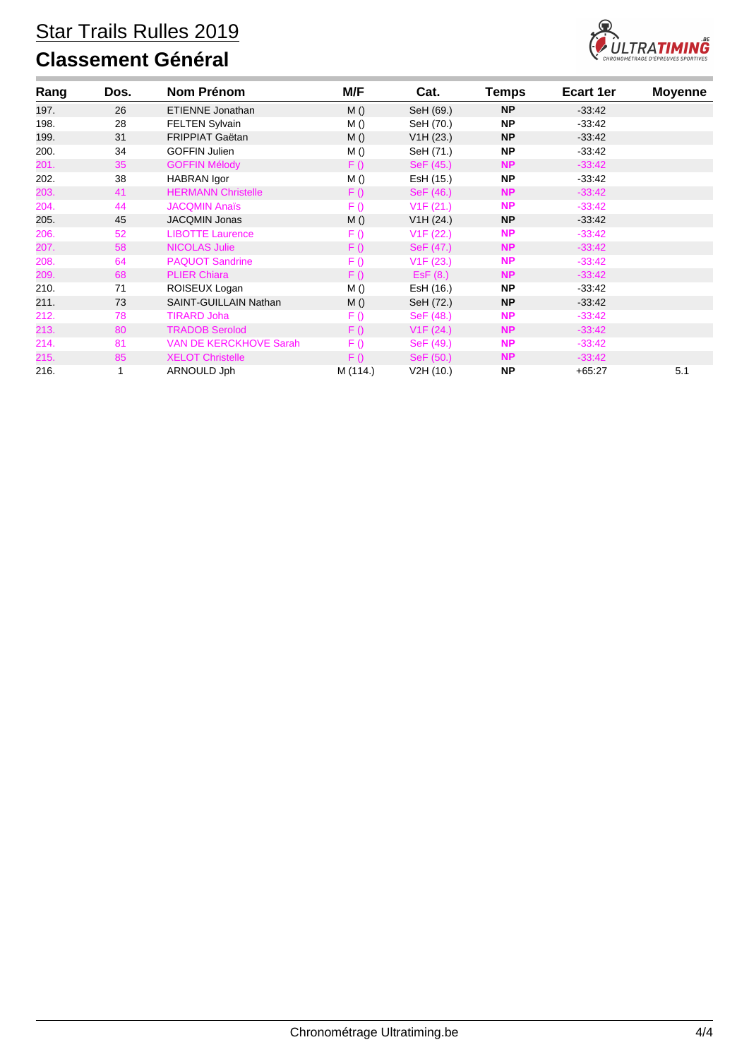# Star Trails Rulles 2019

## Classement Général

| Rang | Dos. | Nom Prénom | M/F | Cat. | Temps | Ecart 1er | Moyenne |
|---|---|---|---|---|---|---|---|
| 197. | 26 | ETIENNE Jonathan | M () | SeH (69.) | **NP** | -33:42 | |
| 198. | 28 | FELTEN Sylvain | M () | SeH (70.) | **NP** | -33:42 | |
| 199. | 31 | FRIPPIAT Gaëtan | M () | V1H (23.) | **NP** | -33:42 | |
| 200. | 34 | GOFFIN Julien | M () | SeH (71.) | **NP** | -33:42 | |
| 201. | 35 | GOFFIN Mélody | F () | SeF (45.) | **NP** | -33:42 | |
| 202. | 38 | HABRAN Igor | M () | EsH (15.) | **NP** | -33:42 | |
| 203. | 41 | HERMANN Christelle | F () | SeF (46.) | **NP** | -33:42 | |
| 204. | 44 | JACQMIN Anaïs | F () | V1F (21.) | **NP** | -33:42 | |
| 205. | 45 | JACQMIN Jonas | M () | V1H (24.) | **NP** | -33:42 | |
| 206. | 52 | LIBOTTE Laurence | F () | V1F (22.) | **NP** | -33:42 | |
| 207. | 58 | NICOLAS Julie | F () | SeF (47.) | **NP** | -33:42 | |
| 208. | 64 | PAQUOT Sandrine | F () | V1F (23.) | **NP** | -33:42 | |
| 209. | 68 | PLIER Chiara | F () | EsF (8.) | **NP** | -33:42 | |
| 210. | 71 | ROISEUX Logan | M () | EsH (16.) | **NP** | -33:42 | |
| 211. | 73 | SAINT-GUILLAIN Nathan | M () | SeH (72.) | **NP** | -33:42 | |
| 212. | 78 | TIRARD Joha | F () | SeF (48.) | **NP** | -33:42 | |
| 213. | 80 | TRADOB Serolod | F () | V1F (24.) | **NP** | -33:42 | |
| 214. | 81 | VAN DE KERCKHOVE Sarah | F () | SeF (49.) | **NP** | -33:42 | |
| 215. | 85 | XELOT Christelle | F () | SeF (50.) | **NP** | -33:42 | |
| 216. | 1 | ARNOULD Jph | M (114.) | V2H (10.) | **NP** | +65:27 | 5.1 |

Chronométrage Ultratiming.be